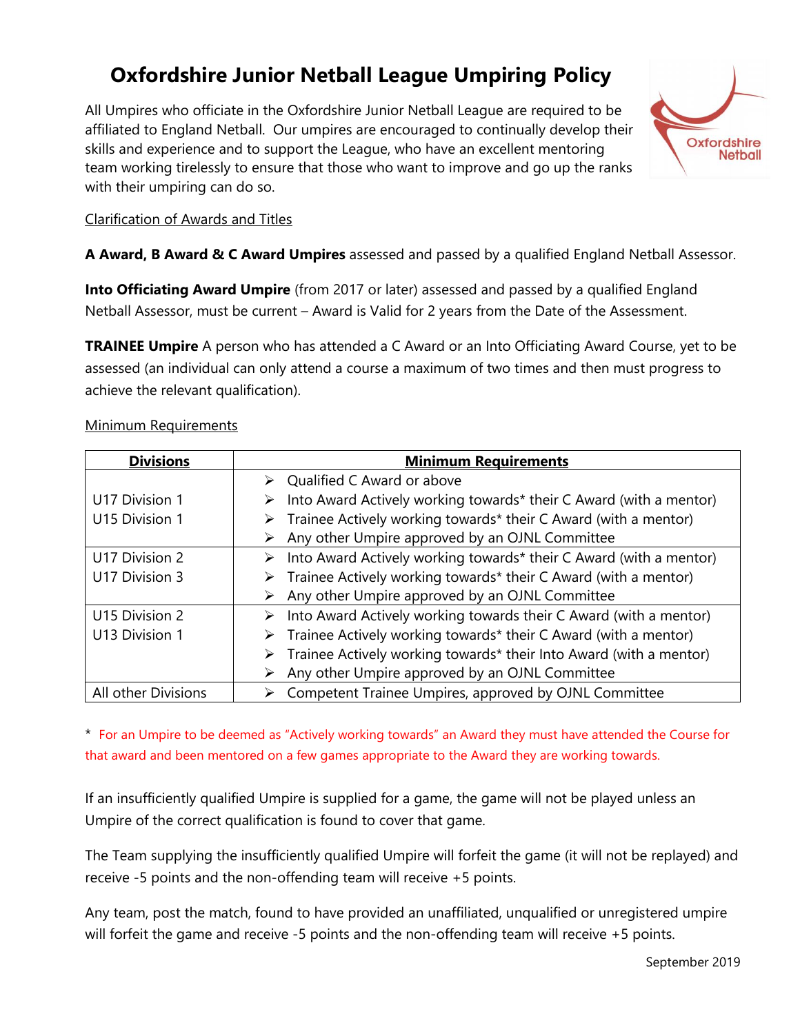# Oxfordshire Junior Netball League Umpiring Policy

All Umpires who officiate in the Oxfordshire Junior Netball League are required to be affiliated to England Netball. Our umpires are encouraged to continually develop their skills and experience and to support the League, who have an excellent mentoring team working tirelessly to ensure that those who want to improve and go up the ranks with their umpiring can do so.

Clarification of Awards and Titles

**A Award, B Award & C Award Umpires** assessed and passed by a qualified England Netball Assessor.

**Into Officiating Award Umpire** (from 2017 or later) assessed and passed by a qualified England Netball Assessor, must be current – Award is Valid for 2 years from the Date of the Assessment.

**TRAINEE Umpire** A person who has attended a C Award or an Into Officiating Award Course, yet to be assessed (an individual can only attend a course a maximum of two times and then must progress to achieve the relevant qualification).

Minimum Requirements

| **Divisions** | **Minimum Requirements** |
|---|---|
| U17 Division 1<br>U15 Division 1 | ➢ Qualified C Award or above<br>➢ Into Award Actively working towards* their C Award (with a mentor)<br>➢ Trainee Actively working towards* their C Award (with a mentor)<br>➢ Any other Umpire approved by an OJNL Committee |
| U17 Division 2<br>U17 Division 3 | ➢ Into Award Actively working towards* their C Award (with a mentor)<br>➢ Trainee Actively working towards* their C Award (with a mentor)<br>➢ Any other Umpire approved by an OJNL Committee |
| U15 Division 2<br>U13 Division 1 | ➢ Into Award Actively working towards their C Award (with a mentor)<br>➢ Trainee Actively working towards* their C Award (with a mentor)<br>➢ Trainee Actively working towards* their Into Award (with a mentor)<br>➢ Any other Umpire approved by an OJNL Committee |
| All other Divisions | ➢ Competent Trainee Umpires, approved by OJNL Committee |

\* For an Umpire to be deemed as "Actively working towards" an Award they must have attended the Course for that award and been mentored on a few games appropriate to the Award they are working towards.

If an insufficiently qualified Umpire is supplied for a game, the game will not be played unless an Umpire of the correct qualification is found to cover that game.

The Team supplying the insufficiently qualified Umpire will forfeit the game (it will not be replayed) and receive -5 points and the non-offending team will receive +5 points.

Any team, post the match, found to have provided an unaffiliated, unqualified or unregistered umpire will forfeit the game and receive -5 points and the non-offending team will receive +5 points.

September 2019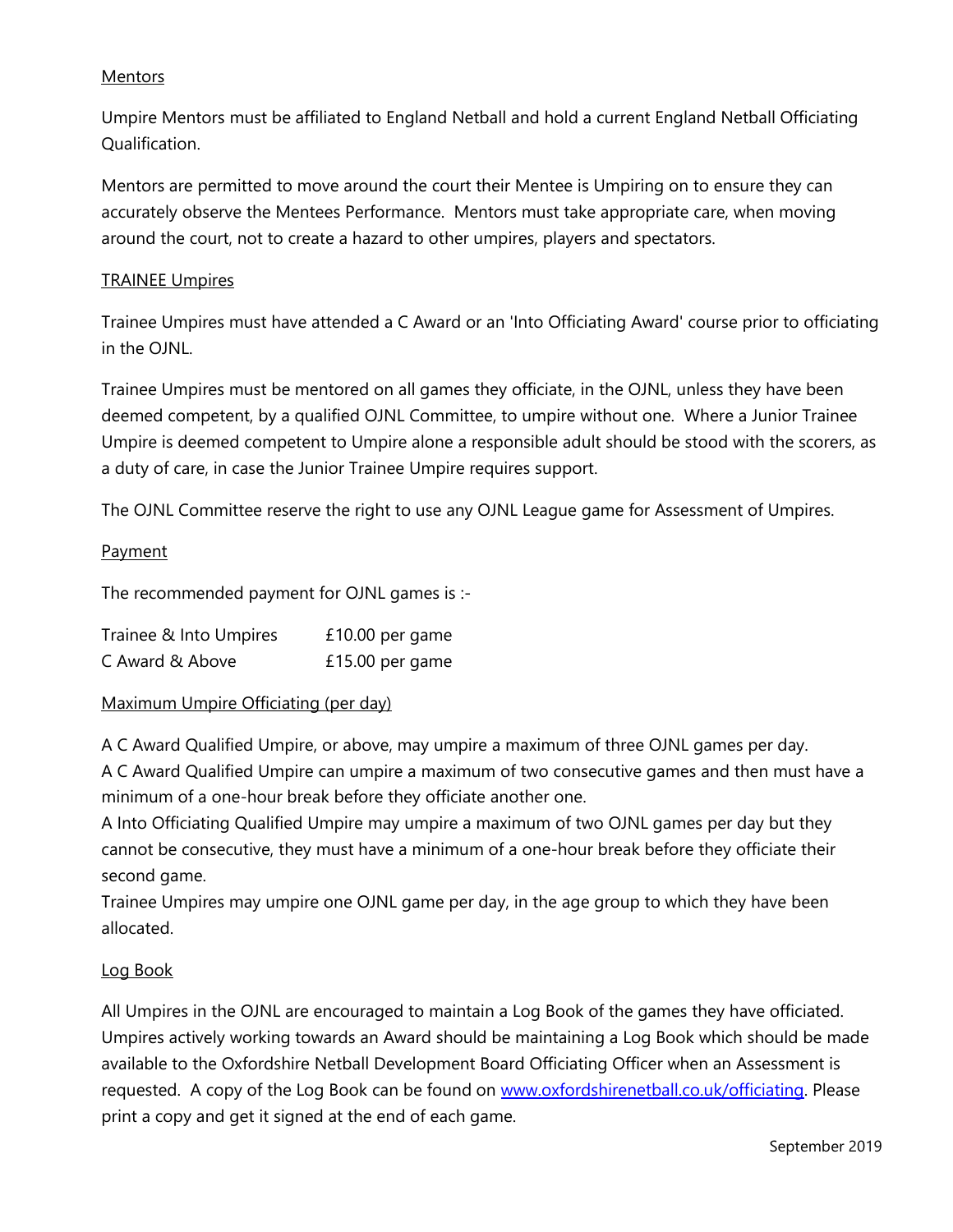## Mentors

Umpire Mentors must be affiliated to England Netball and hold a current England Netball Officiating Qualification.

Mentors are permitted to move around the court their Mentee is Umpiring on to ensure they can accurately observe the Mentees Performance. Mentors must take appropriate care, when moving around the court, not to create a hazard to other umpires, players and spectators.

## TRAINEE Umpires

Trainee Umpires must have attended a C Award or an 'Into Officiating Award' course prior to officiating in the OJNL.

Trainee Umpires must be mentored on all games they officiate, in the OJNL, unless they have been deemed competent, by a qualified OJNL Committee, to umpire without one. Where a Junior Trainee Umpire is deemed competent to Umpire alone a responsible adult should be stood with the scorers, as a duty of care, in case the Junior Trainee Umpire requires support.

The OJNL Committee reserve the right to use any OJNL League game for Assessment of Umpires.

## Payment

The recommended payment for OJNL games is :-

| | |
|---|---|
| Trainee & Into Umpires | £10.00 per game |
| C Award & Above | £15.00 per game |

## Maximum Umpire Officiating (per day)

A C Award Qualified Umpire, or above, may umpire a maximum of three OJNL games per day.
A C Award Qualified Umpire can umpire a maximum of two consecutive games and then must have a minimum of a one-hour break before they officiate another one.
A Into Officiating Qualified Umpire may umpire a maximum of two OJNL games per day but they cannot be consecutive, they must have a minimum of a one-hour break before they officiate their second game.
Trainee Umpires may umpire one OJNL game per day, in the age group to which they have been allocated.

## Log Book

All Umpires in the OJNL are encouraged to maintain a Log Book of the games they have officiated. Umpires actively working towards an Award should be maintaining a Log Book which should be made available to the Oxfordshire Netball Development Board Officiating Officer when an Assessment is requested. A copy of the Log Book can be found on www.oxfordshirenetball.co.uk/officiating. Please print a copy and get it signed at the end of each game.

September 2019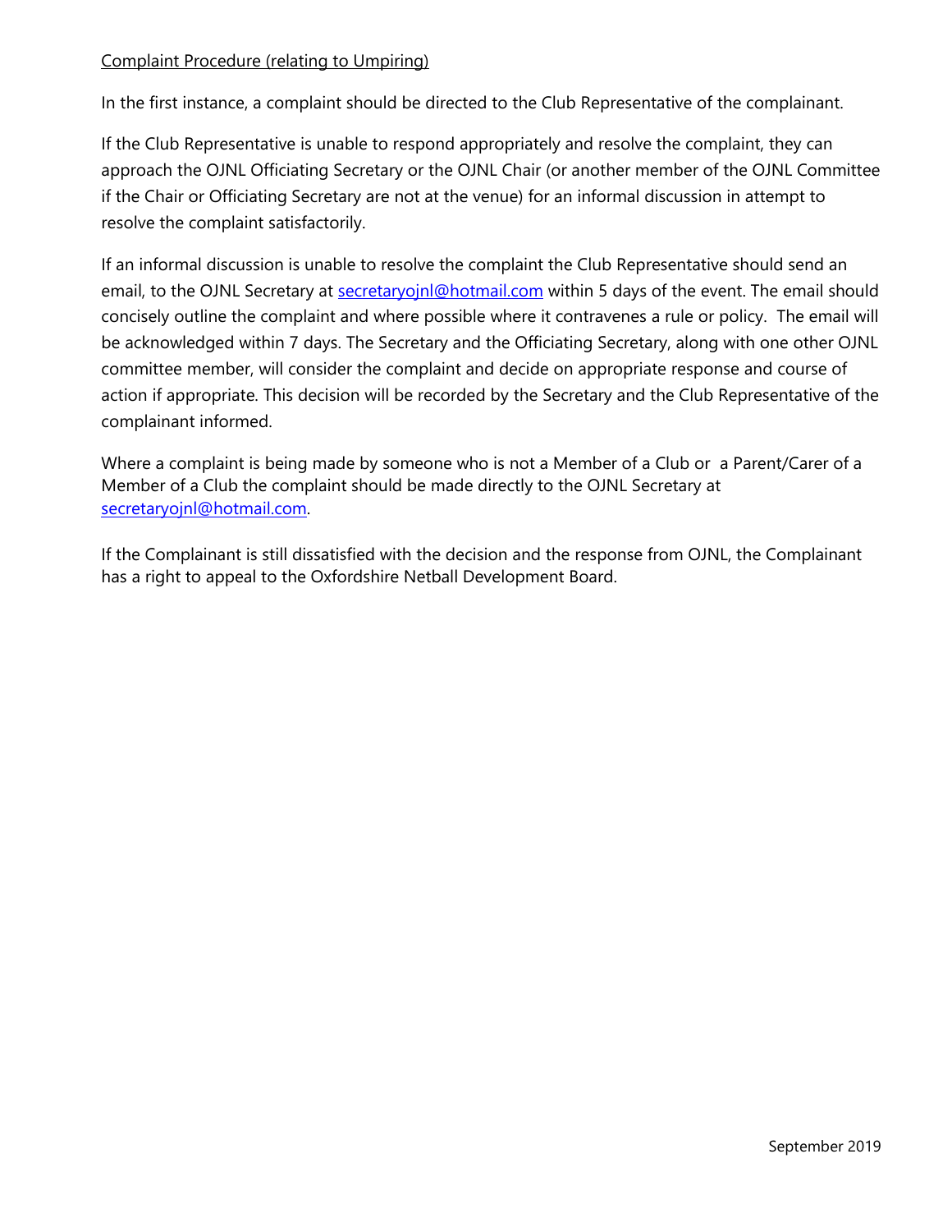Complaint Procedure (relating to Umpiring)

In the first instance, a complaint should be directed to the Club Representative of the complainant.

If the Club Representative is unable to respond appropriately and resolve the complaint, they can approach the OJNL Officiating Secretary or the OJNL Chair (or another member of the OJNL Committee if the Chair or Officiating Secretary are not at the venue) for an informal discussion in attempt to resolve the complaint satisfactorily.

If an informal discussion is unable to resolve the complaint the Club Representative should send an email, to the OJNL Secretary at secretaryojnl@hotmail.com within 5 days of the event. The email should concisely outline the complaint and where possible where it contravenes a rule or policy. The email will be acknowledged within 7 days. The Secretary and the Officiating Secretary, along with one other OJNL committee member, will consider the complaint and decide on appropriate response and course of action if appropriate. This decision will be recorded by the Secretary and the Club Representative of the complainant informed.

Where a complaint is being made by someone who is not a Member of a Club or a Parent/Carer of a Member of a Club the complaint should be made directly to the OJNL Secretary at secretaryojnl@hotmail.com.

If the Complainant is still dissatisfied with the decision and the response from OJNL, the Complainant has a right to appeal to the Oxfordshire Netball Development Board.

September 2019